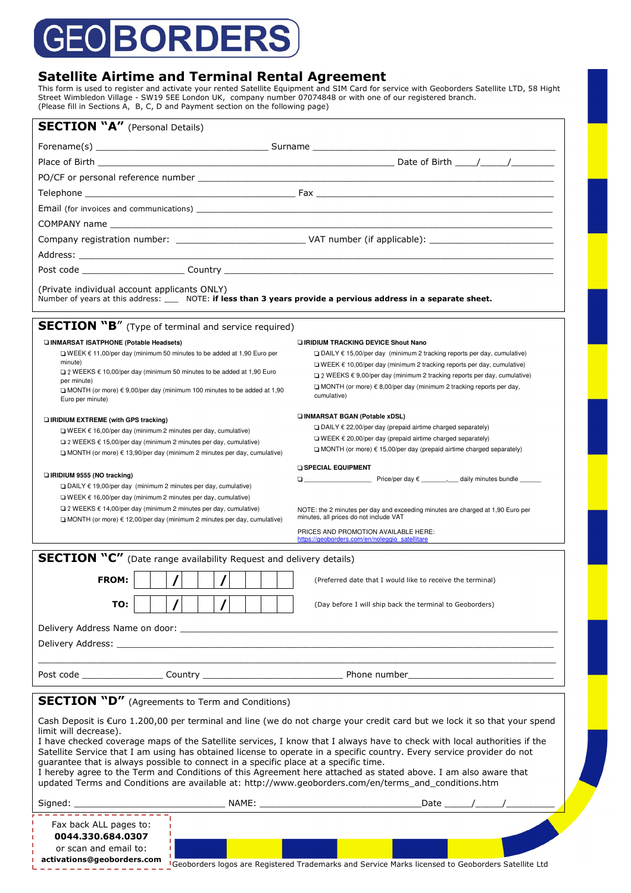# GEO BORDERS

## Satellite Airtime and Terminal Rental Agreement

This form is used to register and activate your rented Satellite Equipment and SIM Card for service with Geoborders Satellite LTD, 58 Hight Street Wimbledon Village - SW19 5EE London UK, company number 07074848 or with one of our registered branch.
(Please fill in Sections A, B, C, D and Payment section on the following page)

### SECTION "A" (Personal Details)

Forename(s) ________________________________ Surname ______________________________________________

Place of Birth _______________________________________________________ Date of Birth ____/_____/________

PO/CF or personal reference number ___________________________________________________________________

Telephone _______________________________________ Fax _____________________________________________

Email (for invoices and communications) _______________________________________________________________

COMPANY name ___________________________________________________________________________________

Company registration number: ________________________ VAT number (if applicable): ________________________

Address: _________________________________________________________________________________________

Post code ____________________ Country _____________________________________________________________

(Private individual account applicants ONLY)
Number of years at this address: ___ NOTE: **if less than 3 years provide a pervious address in a separate sheet.**

### SECTION "B" (Type of terminal and service required)

❑ **INMARSAT ISATPHONE (Potable Headsets)**
- ❑ WEEK € 11,00/per day (minimum 50 minutes to be added at 1,90 Euro per minute)
- ❑ 2 WEEKS € 10,00/per day (minimum 50 minutes to be added at 1,90 Euro per minute)
- ❑ MONTH (or more) € 9,00/per day (minimum 100 minutes to be added at 1,90 Euro per minute)

❑ **IRIDIUM EXTREME (with GPS tracking)**
- ❑ WEEK € 16,00/per day (minimum 2 minutes per day, cumulative)
- ❑ 2 WEEKS € 15,00/per day (minimum 2 minutes per day, cumulative)
- ❑ MONTH (or more) € 13,90/per day (minimum 2 minutes per day, cumulative)

❑ **IRIDIUM 9555 (NO tracking)**
- ❑ DAILY € 19,00/per day (minimum 2 minutes per day, cumulative)
- ❑ WEEK € 16,00/per day (minimum 2 minutes per day, cumulative)
- ❑ 2 WEEKS € 14,00/per day (minimum 2 minutes per day, cumulative)
- ❑ MONTH (or more) € 12,00/per day (minimum 2 minutes per day, cumulative)

❑ **IRIDIUM TRACKING DEVICE Shout Nano**
- ❑ DAILY € 15,00/per day (minimum 2 tracking reports per day, cumulative)
- ❑ WEEK € 10,00/per day (minimum 2 tracking reports per day, cumulative)
- ❑ 2 WEEKS € 9,00/per day (minimum 2 tracking reports per day, cumulative)
- ❑ MONTH (or more) € 8,00/per day (minimum 2 tracking reports per day, cumulative)

❑ **INMARSAT BGAN (Potable xDSL)**
- ❑ DAILY € 22,00/per day (prepaid airtime charged separately)
- ❑ WEEK € 20,00/per day (prepaid airtime charged separately)
- ❑ MONTH (or more) € 15,00/per day (prepaid airtime charged separately)

❑ **SPECIAL EQUIPMENT**
- ❑ __________________ Price/per day € _______,___ daily minutes bundle ______

NOTE: the 2 minutes per day and exceeding minutes are charged at 1,90 Euro per minutes, all prices do not include VAT

PRICES AND PROMOTION AVAILABLE HERE:
https://geoborders.com/en/noleggio_satellitare

### SECTION "C" (Date range availability Request and delivery details)

**FROM:** ___ ___ / ___ ___ / ___ ___ ___ ___ (Preferred date that I would like to receive the terminal)

**TO:** ___ ___ / ___ ___ / ___ ___ ___ ___ (Day before I will ship back the terminal to Geoborders)

Delivery Address Name on door: _______________________________________________________________________

Delivery Address: ________________________________________________________________________________

_________________________________________________________________________________________________

Post code _______________ Country __________________________ Phone number___________________________

### SECTION "D" (Agreements to Term and Conditions)

Cash Deposit is €uro 1.200,00 per terminal and line (we do not charge your credit card but we lock it so that your spend limit will decrease).
I have checked coverage maps of the Satellite services, I know that I always have to check with local authorities if the Satellite Service that I am using has obtained license to operate in a specific country. Every service provider do not guarantee that is always possible to connect in a specific place at a specific time.
I hereby agree to the Term and Conditions of this Agreement here attached as stated above. I am also aware that updated Terms and Conditions are available at: http://www.geoborders.com/en/terms_and_conditions.htm

Signed: ____________________________ NAME: ______________________________Date _____/_____/_________

Fax back ALL pages to:
**0044.330.684.0307**
or scan and email to:
**activations@geoborders.com**

Geoborders logos are Registered Trademarks and Service Marks licensed to Geoborders Satellite Ltd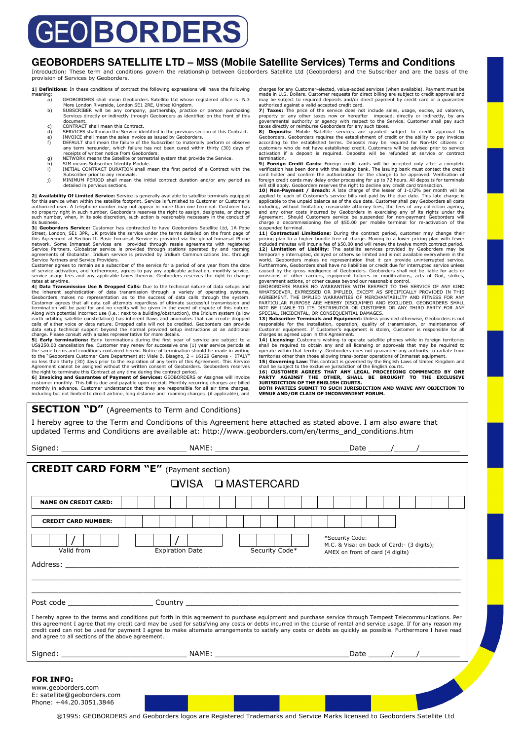# GEOBORDERS

## GEOBORDERS SATELLITE LTD – MSS (Mobile Satellite Services) Terms and Conditions

Introduction: These term and conditions govern the relationship between Geoborders Satellite Ltd (Geoborders) and the Subscriber and are the basis of the provision of Services by Geoborders.

**1| Definitions:** In these conditions of contract the following expressions will have the following meaning:

- a) GEOBORDERS shall mean Geoborders Satellite Ltd whose registered office is: N.3 More London Riverside, London SE1 2RE, United Kingdom.
- b) SUBSCRIBER will be any company, partnership, practice or person purchasing Services directly or indirectly through Geoborders as identified on the front of this document.
- c) CONTRACT shall mean this Contract.
- d) SERVICES shall mean the Service identified in the previous section of this Contract.
- e) INVOICE shall mean the sales invoice as issued by Geoborders.
- f) DEFAULT shall mean the failure of the Subscriber to materially perform or observe any term hereunder, which failure has not been cured within thirty (30) days of receipts of written notice from Geoborders.
- g) NETWORK means the Satellite or terrestrial system that provide the Service.
- h) SIM means Subscriber Identity Module.
- i) INITIAL CONTRACT DURATION shall mean the first period of a Contract and/or the Subscriber prior to any renewals.
- j) MINIMUM PERIOD shall mean the initial contract duration and/or any period as detailed in pervious sections.

**2| Availability Of Limited Service:** Service is generally available to satellite terminals equipped for this service when within the satellite footprint. Service is furnished to Customer or Customer's authorized user. A telephone number may not appear in more than one terminal. Customer has no property right in such number. Geoborders reserves the right to assign, designate, or change such number, when, in its sole discretion, such action is reasonably necessary in the conduct of its business.

**3| Geoborders Service:** Customer has contracted to have Geoborders Satellite Ltd, 1A Pope Street, London, SE1 3PR, UK provide the service under the terms detailed on the front page of this Agreement at Section II. Basic Inmarsat Service is provided via the global Inmarsat Phone network. Some Inmarsat Services are provided through resale agreements with registered Service Partners. Globalstar service is provided through stations operated by and roaming agreements of Globalstar. Iridium service is provided by Iridium Communications Inc. through Service Partners and Service Providers.

Customer agrees to remain as a subscriber of the service for a period of one year from the date of service activation, and furthermore, agrees to pay any applicable activation, monthly service, service usage fees and any applicable taxes thereon. Geoborders reserves the right to change rates at anytime.

**4| Data Transmission Use & Dropped Calls:** Due to the technical nature of data setups and the inherent sophistication of data transmission through a variety of operating systems, Geoborders makes no representation as to the success of data calls through the system. Customer agrees that all data call attempts regardless of ultimate successful transmission and termination will be paid for and no credits will be given in the event of dispute of this nature. Along with potential incorrect use (i.e.: next to a building/obstruction), the Iridium system (a low earth orbiting satellite constellation) has inherent flaws and anomalies that can create dropped calls of either voice or data nature. Dropped calls will not be credited. Geoborders can provide data setup technical support beyond the normal provided setup instructions at an additional charge. Please consult with a sales representative for more details.

**5| Early terminations:** Early terminations during the first year of service are subject to a US$250.00 cancellation fee. Customer may renew for successive one (1) year service periods at the same terms and conditions contained herein. Notice of termination should be made in writing to the "Geoborders Customer Care Department at: Viale B. Bisagno, 2 – 16129 Genova - ITALY" no less than thirty (30) days prior to the expiration of any term of this Agreement. This Service Agreement cannot be assigned without the written consent of Geoborders. Geoborders reserves the right to terminate this Contract at any time during the contract period.

**6| Invoicing and Guarantee of Payment of Services:** GEOBORDERS or Assignee will invoice customer monthly. This bill is due and payable upon receipt. Monthly recurring charges are billed monthly in advance. Customer understands that they are responsible for all air time charges, including but not limited to direct airtime, long distance and roaming charges (if applicable), and charges for any Customer-elected, value-added services (when available). Payment must be made in U.S. Dollars. Customer requests for direct billing are subject to credit approval and may be subject to required deposits and/or direct payment by credit card or a guarantee authorized against a valid accepted credit card.

**7| Taxes:** The price of the service does not include sales, usage, excise, ad valorem, property or any other taxes now or hereafter imposed, directly or indirectly, by any governmental authority or agency with respect to the Service. Customer shall pay such taxes directly or reimburse Geoborders for any such taxes.

**8| Deposits:** Mobile Satellite services are granted subject to credit approval by Geoborders. Geoborders requires the establishment of credit or the ability to pay invoices according to the established terms. Deposits may be required for Non-UK citizens or customers who do not have established credit. Customers will be advised prior to service activation if a deposit is required. Deposits will be refunded at service or contract termination.

**9| Foreign Credit Cards:** Foreign credit cards will be accepted only after a complete verification has been done with the issuing bank. The issuing bank must contact the credit card holder and confirm the authorization for the charge to be approved. Verification of foreign credit cards may delay order processing for up to 72 hours. All deposits for terminals will still apply. Geoborders reserves the right to decline any credit card transaction.

**10| Non-Payment / Breach:** A late charge of the lesser of 1-1/2% per month will be applied to each of Customer's service bills not paid by the due date. This late charge is applicable to the unpaid balance as of the due date. Customer shall pay Geoborders all costs including, without limitation, reasonable attorney fees, the fees of any collection agency, and any other costs incurred by Geoborders in exercising any of its rights under the Agreement. Should Customers service be suspended for non-payment Geoborders will charge a decommissioning fee of $50.00 per mobile terminal for re-activation of the suspended terminal.

**11| Contractual Limitations:** During the contract period, customer may change their pricing plan to a higher bundle free of charge. Moving to a lower pricing plan with fewer included minutes will incur a fee of $50.00 and will renew the twelve month contract period.

**12| Limitation of Liability:** The satellite services provided by Geoborders may be temporarily interrupted, delayed or otherwise limited and is not available everywhere in the world. Geoborders makes no representation that it can provide uninterrupted service. Furthermore, Geoborders shall have no liabilities or customer shall not for interrupted service unless caused by the gross negligence of Geoborders. Geoborders shall not be liable for acts or omissions of other carriers, equipment failures or modifications, acts of God, strikes, government actions, or other causes beyond our reasonable control.

GEOBORDERS MAKES NO WARRANTIES WITH RESPECT TO THE SERVICE OF ANY KIND WHATSOEVER, EXPRESSED OR IMPLIED, EXCEPT AS SPECIFICALLY PROVIDED IN THIS AGREEMENT. THE IMPLIED WARRANTIES OF MERCHANTABILITY AND FITNESS FOR ANY PARTICULAR PURPOSE ARE HEREBY DISCLAIMED AND EXCLUDED. GEOBORDERS SHALL NOT BE LIABLE TO ITS DISTRIBUTOR OR CUSTOMER OR ANY THIRD PARTY FOR ANY SPECIAL, INCIDENTAL, OR CONSEQUENTIAL DAMAGES.

**13| Subscriber Terminals and Equipment:** Unless provided otherwise, Geoborders is not responsible for the installation, operation, quality of transmission, or maintenance of Customer equipment. If Customer's equipment is stolen, Customer is responsible for all charges as agreed upon in this Agreement.

**14| Licensing:** Customers wishing to operate satellite phones while in foreign territories shall be required to obtain any and all licensing or approvals that may be required to operate within that territory. Geoborders does not guarantee any authority to radiate from territories other than those allowing trans-border operations of Inmarsat equipment.

**15| Governing Law:** This contract is governed by the English Laws of United Kingdom and shall be subject to the exclusive jurisdiction of the English courts.

**16| CUSTOMER AGREES THAT ANY LEGAL PROCEEDING COMMENCED BY ONE PARTY AGAINST THE OTHER, SHALL BE BROUGHT TO THE EXCLUSIVE JURISDICTION OF THE ENGLISH COURTS.**

**BOTH PARTIES SUBMIT TO SUCH JURISDICTION AND WAIVE ANY OBJECTION TO VENUE AND/OR CLAIM OF INCONVENIENT FORUM.**

## SECTION "D" (Agreements to Term and Conditions)

I hereby agree to the Term and Conditions of this Agreement here attached as stated above. I am also aware that updated Terms and Conditions are available at: http://www.geoborders.com/en/terms_and_conditions.htm

Signed: ____________________ NAME: ____________________ Date ____/____/________

## CREDIT CARD FORM "E" (Payment section)

❑VISA ❑ MASTERCARD

| NAME ON CREDIT CARD: | |
|---|---|
| **CREDIT CARD NUMBER:** | |

Valid from: ___ / ___ Expiration Date: ___ / ___ Security Code*: ______

*Security Code:
M.C. & Visa: on back of Card:- (3 digits);
AMEX on front of card (4 digits)

Address: ______________________________________________

______________________________________________

______________________________________________

Post code ____________________ Country ____________________

I hereby agree to the terms and conditions put forth in this agreement to purchase equipment and purchase service through Tempest Telecommunications. Per this agreement I agree that my credit card may be used for satisfying any costs or debts incurred in the course of rental and service usage. If for any reason my credit card can not be used for payment I agree to make alternate arrangements to satisfy any costs or debts as quickly as possible. Furthermore I have read and agree to all sections of the above agreement.

Signed: ____________________ NAME: ____________________ Date ____/____/________

**FOR INFO:**
www.geoborders.com
E: satellite@geoborders.com
Phone: +44.20.3051.3846

®1995: GEOBORDERS and Geoborders logos are Registered Trademarks and Service Marks licensed to Geoborders Satellite Ltd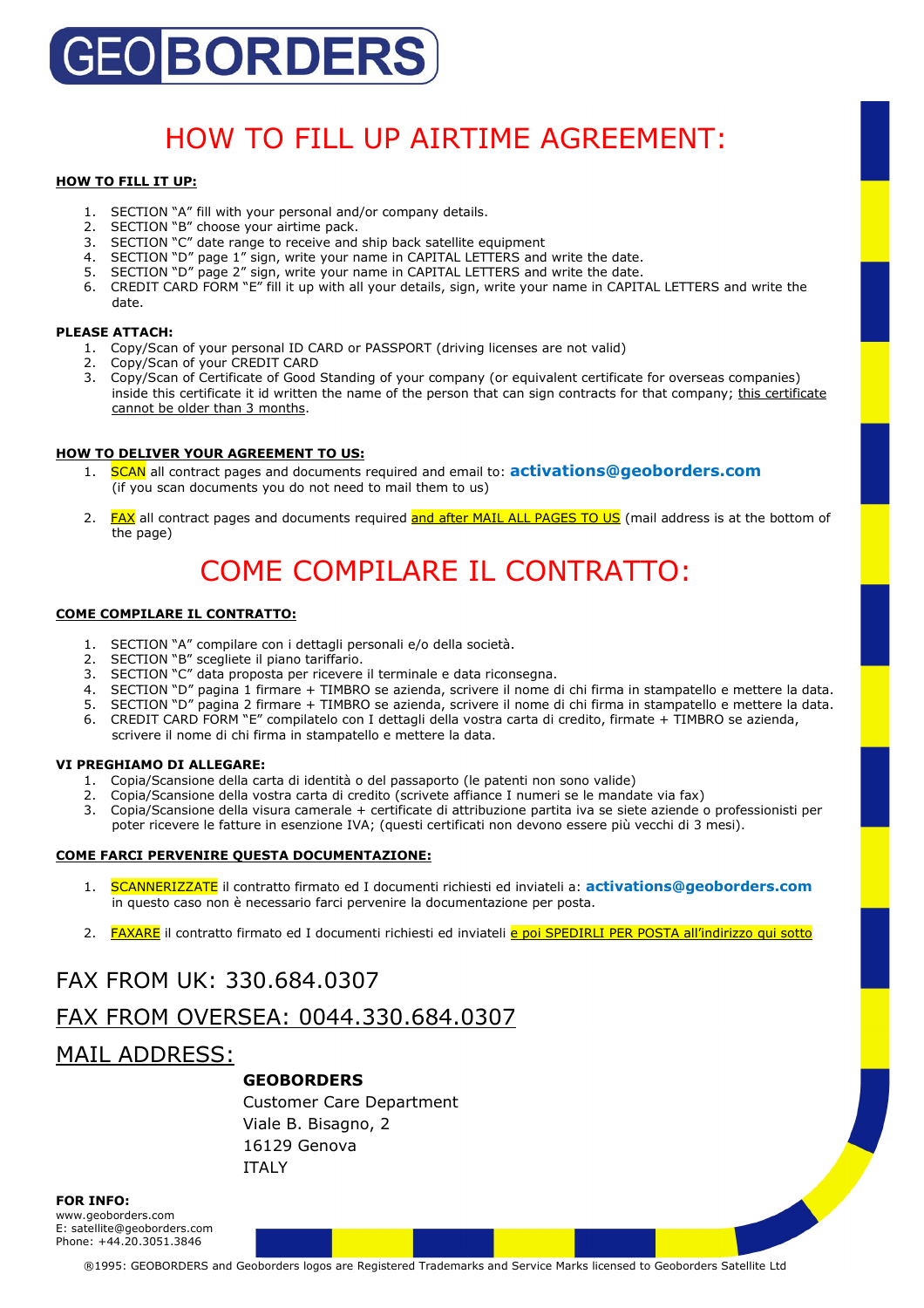# GEOBORDERS

# HOW TO FILL UP AIRTIME AGREEMENT:

**HOW TO FILL IT UP:**

1. SECTION "A" fill with your personal and/or company details.
2. SECTION "B" choose your airtime pack.
3. SECTION "C" date range to receive and ship back satellite equipment
4. SECTION "D" page 1" sign, write your name in CAPITAL LETTERS and write the date.
5. SECTION "D" page 2" sign, write your name in CAPITAL LETTERS and write the date.
6. CREDIT CARD FORM "E" fill it up with all your details, sign, write your name in CAPITAL LETTERS and write the date.

**PLEASE ATTACH:**

1. Copy/Scan of your personal ID CARD or PASSPORT (driving licenses are not valid)
2. Copy/Scan of your CREDIT CARD
3. Copy/Scan of Certificate of Good Standing of your company (or equivalent certificate for overseas companies) inside this certificate it id written the name of the person that can sign contracts for that company; this certificate cannot be older than 3 months.

**HOW TO DELIVER YOUR AGREEMENT TO US:**

1. SCAN all contract pages and documents required and email to: **activations@geoborders.com** (if you scan documents you do not need to mail them to us)
2. FAX all contract pages and documents required and after MAIL ALL PAGES TO US (mail address is at the bottom of the page)

# COME COMPILARE IL CONTRATTO:

**COME COMPILARE IL CONTRATTO:**

1. SECTION "A" compilare con i dettagli personali e/o della società.
2. SECTION "B" scegliete il piano tariffario.
3. SECTION "C" data proposta per ricevere il terminale e data riconsegna.
4. SECTION "D" pagina 1 firmare + TIMBRO se azienda, scrivere il nome di chi firma in stampatello e mettere la data.
5. SECTION "D" pagina 2 firmare + TIMBRO se azienda, scrivere il nome di chi firma in stampatello e mettere la data.
6. CREDIT CARD FORM "E" compilatelo con I dettagli della vostra carta di credito, firmate + TIMBRO se azienda, scrivere il nome di chi firma in stampatello e mettere la data.

**VI PREGHIAMO DI ALLEGARE:**

1. Copia/Scansione della carta di identità o del passaporto (le patenti non sono valide)
2. Copia/Scansione della vostra carta di credito (scrivete affiance I numeri se le mandate via fax)
3. Copia/Scansione della visura camerale + certificate di attribuzione partita iva se siete aziende o professionisti per poter ricevere le fatture in esenzione IVA; (questi certificati non devono essere più vecchi di 3 mesi).

**COME FARCI PERVENIRE QUESTA DOCUMENTAZIONE:**

1. SCANNERIZZATE il contratto firmato ed I documenti richiesti ed inviateli a: **activations@geoborders.com** in questo caso non è necessario farci pervenire la documentazione per posta.
2. FAXARE il contratto firmato ed I documenti richiesti ed inviateli e poi SPEDIRLI PER POSTA all'indirizzo qui sotto

## FAX FROM UK: 330.684.0307

## FAX FROM OVERSEA: 0044.330.684.0307

## MAIL ADDRESS:

**GEOBORDERS**
Customer Care Department
Viale B. Bisagno, 2
16129 Genova
ITALY

**FOR INFO:**
www.geoborders.com
E: satellite@geoborders.com
Phone: +44.20.3051.3846

®1995: GEOBORDERS and Geoborders logos are Registered Trademarks and Service Marks licensed to Geoborders Satellite Ltd